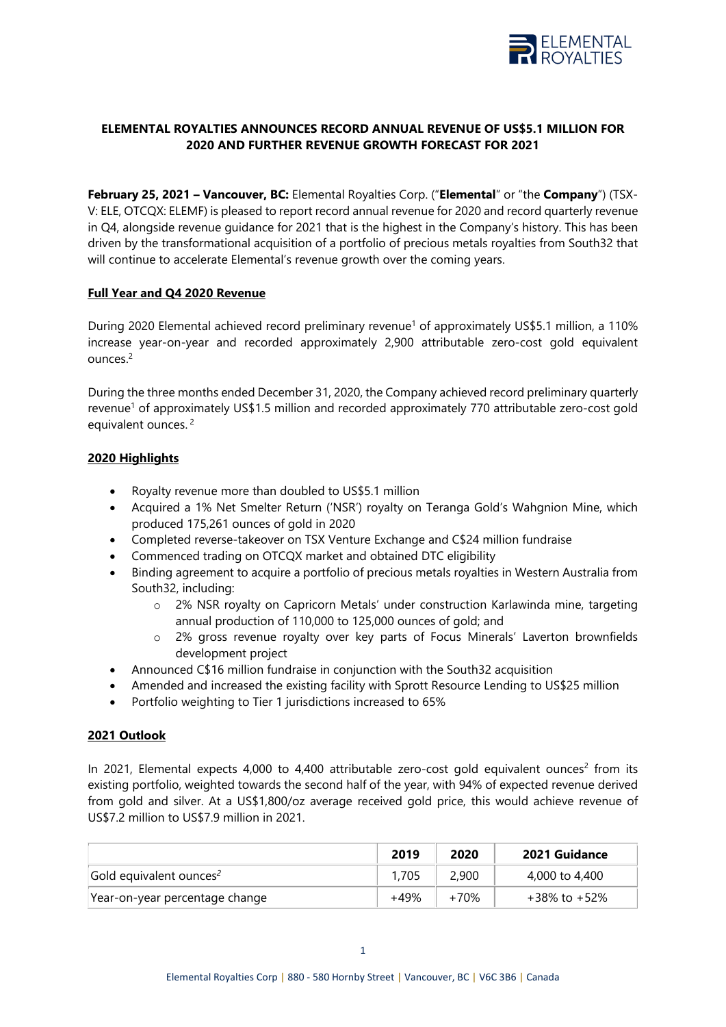# ELEMENTAL ROYALTIES ANNOUNCES RECORD ANNUAL REVENUE OF US$5.1 MILLION FOR 2020 AND FURTHER REVENUE GROWTH FORECAST FOR 2021

**February 25, 2021 – Vancouver, BC:** Elemental Royalties Corp. ("**Elemental**" or "the **Company**") (TSX-V: ELE, OTCQX: ELEMF) is pleased to report record annual revenue for 2020 and record quarterly revenue in Q4, alongside revenue guidance for 2021 that is the highest in the Company's history. This has been driven by the transformational acquisition of a portfolio of precious metals royalties from South32 that will continue to accelerate Elemental's revenue growth over the coming years.

## Full Year and Q4 2020 Revenue

During 2020 Elemental achieved record preliminary revenue[1] of approximately US$5.1 million, a 110% increase year-on-year and recorded approximately 2,900 attributable zero-cost gold equivalent ounces.[2]

During the three months ended December 31, 2020, the Company achieved record preliminary quarterly revenue[1] of approximately US$1.5 million and recorded approximately 770 attributable zero-cost gold equivalent ounces.[2]

## 2020 Highlights

- Royalty revenue more than doubled to US$5.1 million
- Acquired a 1% Net Smelter Return ('NSR') royalty on Teranga Gold's Wahgnion Mine, which produced 175,261 ounces of gold in 2020
- Completed reverse-takeover on TSX Venture Exchange and C$24 million fundraise
- Commenced trading on OTCQX market and obtained DTC eligibility
- Binding agreement to acquire a portfolio of precious metals royalties in Western Australia from South32, including:
  - 2% NSR royalty on Capricorn Metals' under construction Karlawinda mine, targeting annual production of 110,000 to 125,000 ounces of gold; and
  - 2% gross revenue royalty over key parts of Focus Minerals' Laverton brownfields development project
- Announced C$16 million fundraise in conjunction with the South32 acquisition
- Amended and increased the existing facility with Sprott Resource Lending to US$25 million
- Portfolio weighting to Tier 1 jurisdictions increased to 65%

## 2021 Outlook

In 2021, Elemental expects 4,000 to 4,400 attributable zero-cost gold equivalent ounces[2] from its existing portfolio, weighted towards the second half of the year, with 94% of expected revenue derived from gold and silver. At a US$1,800/oz average received gold price, this would achieve revenue of US$7.2 million to US$7.9 million in 2021.

| | 2019 | 2020 | 2021 Guidance |
|---|---|---|---|
| Gold equivalent ounces[2] | 1,705 | 2,900 | 4,000 to 4,400 |
| Year-on-year percentage change | +49% | +70% | +38% to +52% |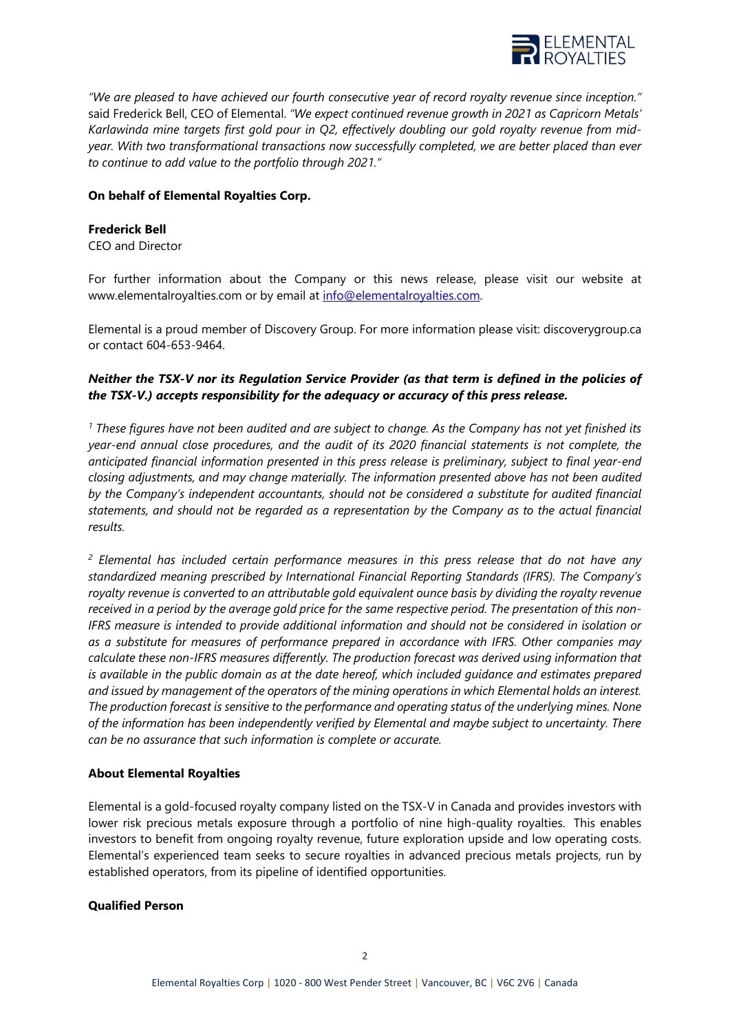*"We are pleased to have achieved our fourth consecutive year of record royalty revenue since inception."* said Frederick Bell, CEO of Elemental. *"We expect continued revenue growth in 2021 as Capricorn Metals' Karlawinda mine targets first gold pour in Q2, effectively doubling our gold royalty revenue from mid-year. With two transformational transactions now successfully completed, we are better placed than ever to continue to add value to the portfolio through 2021."*

**On behalf of Elemental Royalties Corp.**

**Frederick Bell**
CEO and Director

For further information about the Company or this news release, please visit our website at www.elementalroyalties.com or by email at info@elementalroyalties.com.

Elemental is a proud member of Discovery Group. For more information please visit: discoverygroup.ca or contact 604-653-9464.

***Neither the TSX-V nor its Regulation Service Provider (as that term is defined in the policies of the TSX-V.) accepts responsibility for the adequacy or accuracy of this press release.***

*[1] These figures have not been audited and are subject to change. As the Company has not yet finished its year-end annual close procedures, and the audit of its 2020 financial statements is not complete, the anticipated financial information presented in this press release is preliminary, subject to final year-end closing adjustments, and may change materially. The information presented above has not been audited by the Company's independent accountants, should not be considered a substitute for audited financial statements, and should not be regarded as a representation by the Company as to the actual financial results.*

*[2] Elemental has included certain performance measures in this press release that do not have any standardized meaning prescribed by International Financial Reporting Standards (IFRS). The Company's royalty revenue is converted to an attributable gold equivalent ounce basis by dividing the royalty revenue received in a period by the average gold price for the same respective period. The presentation of this non-IFRS measure is intended to provide additional information and should not be considered in isolation or as a substitute for measures of performance prepared in accordance with IFRS. Other companies may calculate these non-IFRS measures differently. The production forecast was derived using information that is available in the public domain as at the date hereof, which included guidance and estimates prepared and issued by management of the operators of the mining operations in which Elemental holds an interest. The production forecast is sensitive to the performance and operating status of the underlying mines. None of the information has been independently verified by Elemental and maybe subject to uncertainty. There can be no assurance that such information is complete or accurate.*

**About Elemental Royalties**

Elemental is a gold-focused royalty company listed on the TSX-V in Canada and provides investors with lower risk precious metals exposure through a portfolio of nine high-quality royalties. This enables investors to benefit from ongoing royalty revenue, future exploration upside and low operating costs. Elemental's experienced team seeks to secure royalties in advanced precious metals projects, run by established operators, from its pipeline of identified opportunities.

**Qualified Person**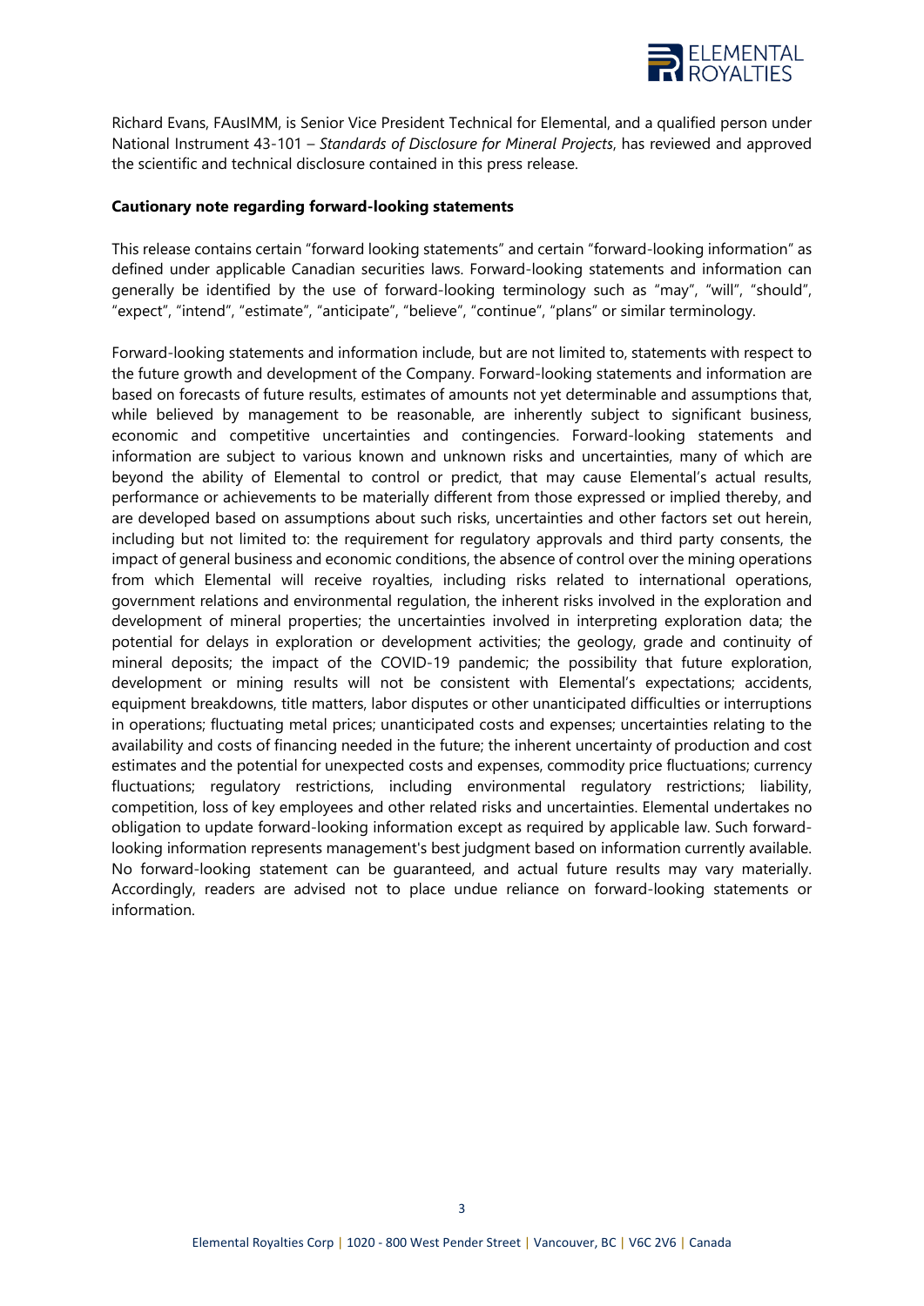Richard Evans, FAusIMM, is Senior Vice President Technical for Elemental, and a qualified person under National Instrument 43-101 – *Standards of Disclosure for Mineral Projects*, has reviewed and approved the scientific and technical disclosure contained in this press release.

**Cautionary note regarding forward-looking statements**

This release contains certain "forward looking statements" and certain "forward-looking information" as defined under applicable Canadian securities laws. Forward-looking statements and information can generally be identified by the use of forward-looking terminology such as "may", "will", "should", "expect", "intend", "estimate", "anticipate", "believe", "continue", "plans" or similar terminology.

Forward-looking statements and information include, but are not limited to, statements with respect to the future growth and development of the Company. Forward-looking statements and information are based on forecasts of future results, estimates of amounts not yet determinable and assumptions that, while believed by management to be reasonable, are inherently subject to significant business, economic and competitive uncertainties and contingencies. Forward-looking statements and information are subject to various known and unknown risks and uncertainties, many of which are beyond the ability of Elemental to control or predict, that may cause Elemental's actual results, performance or achievements to be materially different from those expressed or implied thereby, and are developed based on assumptions about such risks, uncertainties and other factors set out herein, including but not limited to: the requirement for regulatory approvals and third party consents, the impact of general business and economic conditions, the absence of control over the mining operations from which Elemental will receive royalties, including risks related to international operations, government relations and environmental regulation, the inherent risks involved in the exploration and development of mineral properties; the uncertainties involved in interpreting exploration data; the potential for delays in exploration or development activities; the geology, grade and continuity of mineral deposits; the impact of the COVID-19 pandemic; the possibility that future exploration, development or mining results will not be consistent with Elemental's expectations; accidents, equipment breakdowns, title matters, labor disputes or other unanticipated difficulties or interruptions in operations; fluctuating metal prices; unanticipated costs and expenses; uncertainties relating to the availability and costs of financing needed in the future; the inherent uncertainty of production and cost estimates and the potential for unexpected costs and expenses, commodity price fluctuations; currency fluctuations; regulatory restrictions, including environmental regulatory restrictions; liability, competition, loss of key employees and other related risks and uncertainties. Elemental undertakes no obligation to update forward-looking information except as required by applicable law. Such forward-looking information represents management's best judgment based on information currently available. No forward-looking statement can be guaranteed, and actual future results may vary materially. Accordingly, readers are advised not to place undue reliance on forward-looking statements or information.